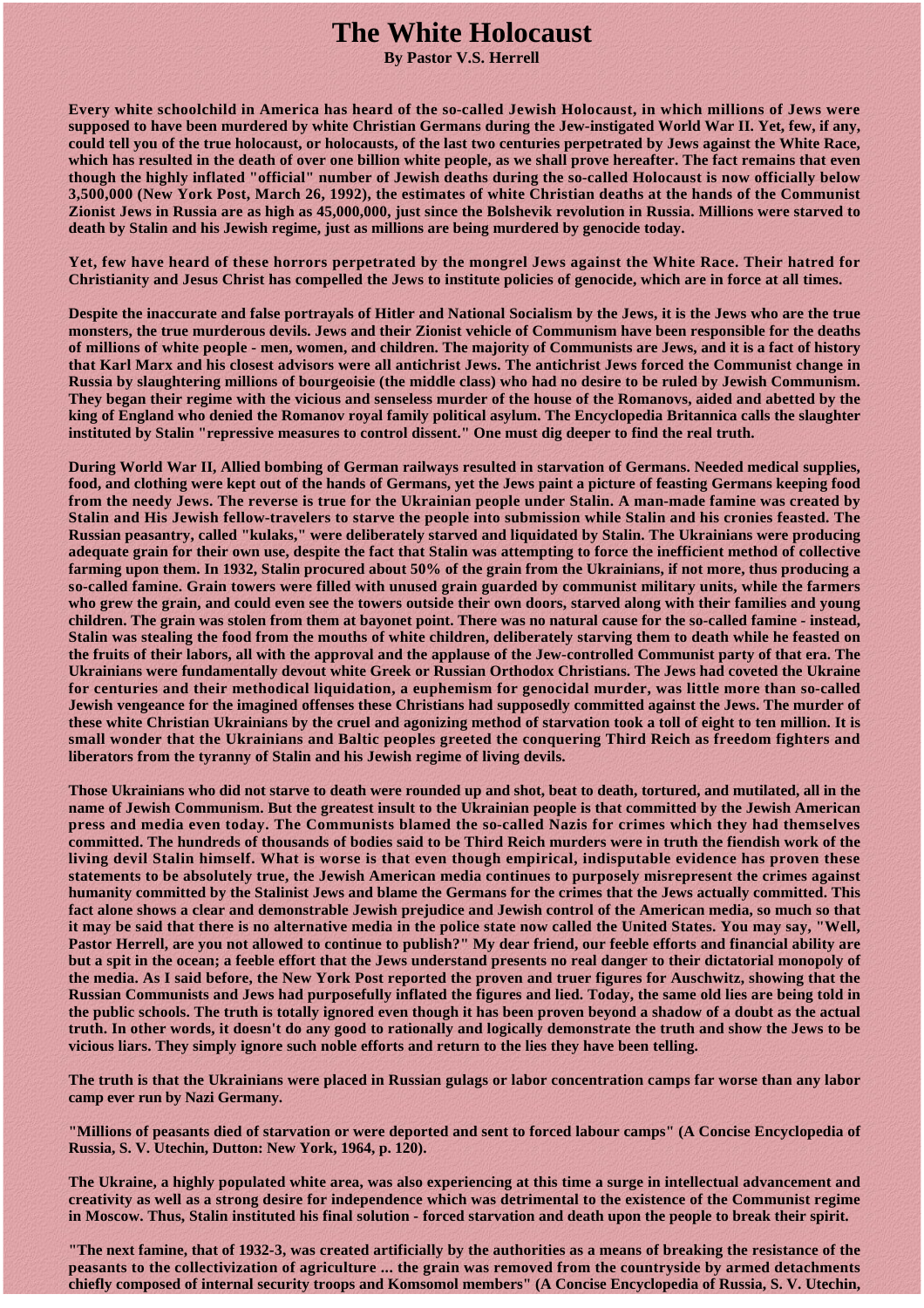# The White Holocaust

**By Pastor V.S. Herrell**

**Every white schoolchild in America has heard of the so-called Jewish Holocaust, in which millions of Jews were supposed to have been murdered by white Christian Germans during the Jew-instigated World War II. Yet, few, if any, could tell you of the true holocaust, or holocausts, of the last two centuries perpetrated by Jews against the White Race, which has resulted in the death of over one billion white people, as we shall prove hereafter. The fact remains that even though the highly inflated "official" number of Jewish deaths during the so-called Holocaust is now officially below 3,500,000 (New York Post, March 26, 1992), the estimates of white Christian deaths at the hands of the Communist Zionist Jews in Russia are as high as 45,000,000, just since the Bolshevik revolution in Russia. Millions were starved to death by Stalin and his Jewish regime, just as millions are being murdered by genocide today.**

**Yet, few have heard of these horrors perpetrated by the mongrel Jews against the White Race. Their hatred for Christianity and Jesus Christ has compelled the Jews to institute policies of genocide, which are in force at all times.**

**Despite the inaccurate and false portrayals of Hitler and National Socialism by the Jews, it is the Jews who are the true monsters, the true murderous devils. Jews and their Zionist vehicle of Communism have been responsible for the deaths of millions of white people - men, women, and children. The majority of Communists are Jews, and it is a fact of history that Karl Marx and his closest advisors were all antichrist Jews. The antichrist Jews forced the Communist change in Russia by slaughtering millions of bourgeoisie (the middle class) who had no desire to be ruled by Jewish Communism. They began their regime with the vicious and senseless murder of the house of the Romanovs, aided and abetted by the king of England who denied the Romanov royal family political asylum. The Encyclopedia Britannica calls the slaughter instituted by Stalin "repressive measures to control dissent." One must dig deeper to find the real truth.**

**During World War II, Allied bombing of German railways resulted in starvation of Germans. Needed medical supplies, food, and clothing were kept out of the hands of Germans, yet the Jews paint a picture of feasting Germans keeping food from the needy Jews. The reverse is true for the Ukrainian people under Stalin. A man-made famine was created by Stalin and His Jewish fellow-travelers to starve the people into submission while Stalin and his cronies feasted. The Russian peasantry, called "kulaks," were deliberately starved and liquidated by Stalin. The Ukrainians were producing adequate grain for their own use, despite the fact that Stalin was attempting to force the inefficient method of collective farming upon them. In 1932, Stalin procured about 50% of the grain from the Ukrainians, if not more, thus producing a so-called famine. Grain towers were filled with unused grain guarded by communist military units, while the farmers who grew the grain, and could even see the towers outside their own doors, starved along with their families and young children. The grain was stolen from them at bayonet point. There was no natural cause for the so-called famine - instead, Stalin was stealing the food from the mouths of white children, deliberately starving them to death while he feasted on the fruits of their labors, all with the approval and the applause of the Jew-controlled Communist party of that era. The Ukrainians were fundamentally devout white Greek or Russian Orthodox Christians. The Jews had coveted the Ukraine for centuries and their methodical liquidation, a euphemism for genocidal murder, was little more than so-called Jewish vengeance for the imagined offenses these Christians had supposedly committed against the Jews. The murder of these white Christian Ukrainians by the cruel and agonizing method of starvation took a toll of eight to ten million. It is small wonder that the Ukrainians and Baltic peoples greeted the conquering Third Reich as freedom fighters and liberators from the tyranny of Stalin and his Jewish regime of living devils.**

**Those Ukrainians who did not starve to death were rounded up and shot, beat to death, tortured, and mutilated, all in the name of Jewish Communism. But the greatest insult to the Ukrainian people is that committed by the Jewish American press and media even today. The Communists blamed the so-called Nazis for crimes which they had themselves committed. The hundreds of thousands of bodies said to be Third Reich murders were in truth the fiendish work of the living devil Stalin himself. What is worse is that even though empirical, indisputable evidence has proven these statements to be absolutely true, the Jewish American media continues to purposely misrepresent the crimes against humanity committed by the Stalinist Jews and blame the Germans for the crimes that the Jews actually committed. This fact alone shows a clear and demonstrable Jewish prejudice and Jewish control of the American media, so much so that it may be said that there is no alternative media in the police state now called the United States. You may say, "Well, Pastor Herrell, are you not allowed to continue to publish?" My dear friend, our feeble efforts and financial ability are but a spit in the ocean; a feeble effort that the Jews understand presents no real danger to their dictatorial monopoly of the media. As I said before, the New York Post reported the proven and truer figures for Auschwitz, showing that the Russian Communists and Jews had purposefully inflated the figures and lied. Today, the same old lies are being told in the public schools. The truth is totally ignored even though it has been proven beyond a shadow of a doubt as the actual truth. In other words, it doesn't do any good to rationally and logically demonstrate the truth and show the Jews to be vicious liars. They simply ignore such noble efforts and return to the lies they have been telling.**

**The truth is that the Ukrainians were placed in Russian gulags or labor concentration camps far worse than any labor camp ever run by Nazi Germany.**

**"Millions of peasants died of starvation or were deported and sent to forced labour camps" (A Concise Encyclopedia of Russia, S. V. Utechin, Dutton: New York, 1964, p. 120).**

**The Ukraine, a highly populated white area, was also experiencing at this time a surge in intellectual advancement and creativity as well as a strong desire for independence which was detrimental to the existence of the Communist regime in Moscow. Thus, Stalin instituted his final solution - forced starvation and death upon the people to break their spirit.**

**"The next famine, that of 1932-3, was created artificially by the authorities as a means of breaking the resistance of the peasants to the collectivization of agriculture ... the grain was removed from the countryside by armed detachments chiefly composed of internal security troops and Komsomol members" (A Concise Encyclopedia of Russia, S. V. Utechin,**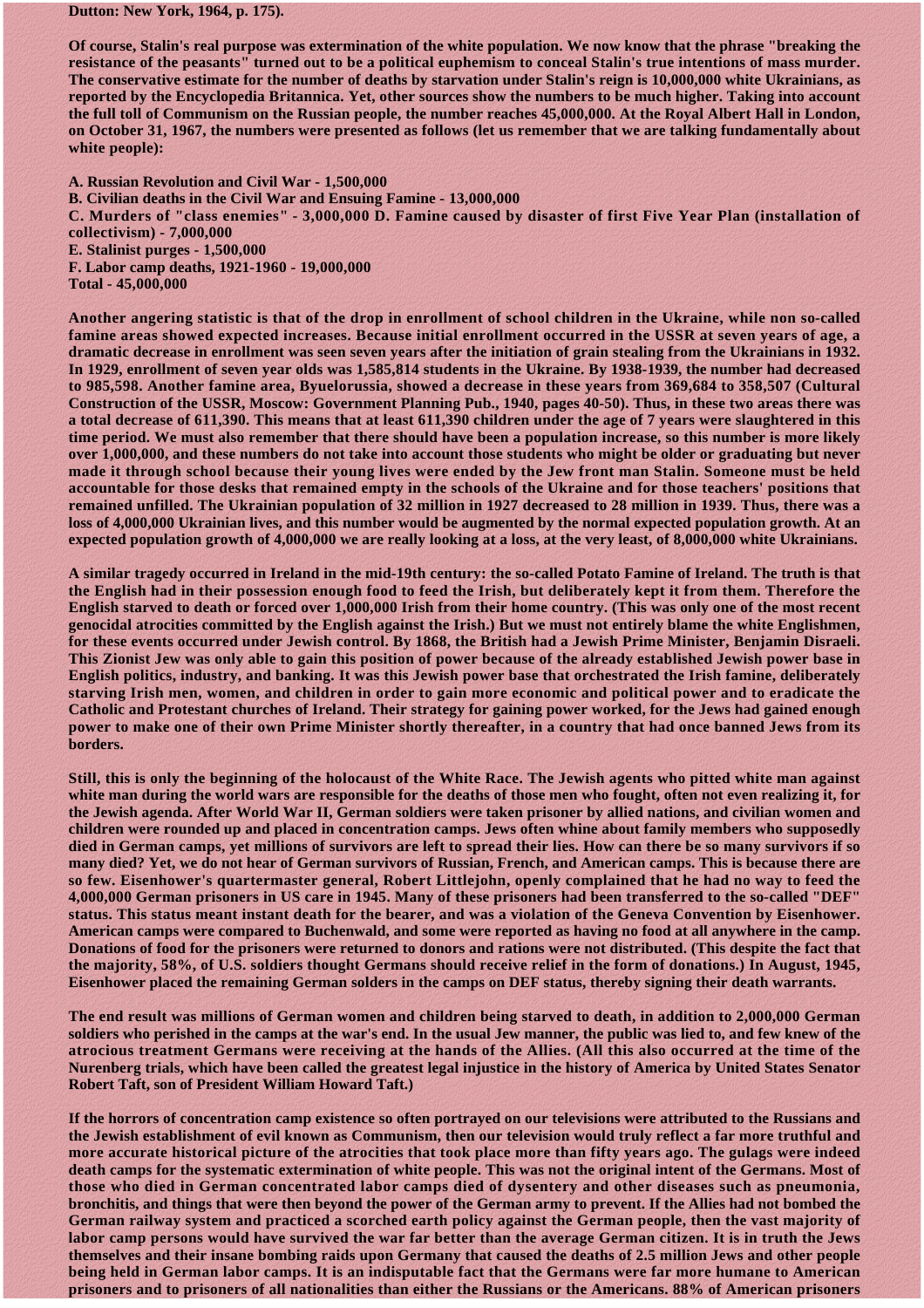Dutton: New York, 1964, p. 175).

Of course, Stalin's real purpose was extermination of the white population. We now know that the phrase "breaking the resistance of the peasants" turned out to be a political euphemism to conceal Stalin's true intentions of mass murder. The conservative estimate for the number of deaths by starvation under Stalin's reign is 10,000,000 white Ukrainians, as reported by the Encyclopedia Britannica. Yet, other sources show the numbers to be much higher. Taking into account the full toll of Communism on the Russian people, the number reaches 45,000,000. At the Royal Albert Hall in London, on October 31, 1967, the numbers were presented as follows (let us remember that we are talking fundamentally about white people):

A. Russian Revolution and Civil War - 1,500,000
B. Civilian deaths in the Civil War and Ensuing Famine - 13,000,000
C. Murders of "class enemies" - 3,000,000 D. Famine caused by disaster of first Five Year Plan (installation of collectivism) - 7,000,000
E. Stalinist purges - 1,500,000
F. Labor camp deaths, 1921-1960 - 19,000,000
Total - 45,000,000

Another angering statistic is that of the drop in enrollment of school children in the Ukraine, while non so-called famine areas showed expected increases. Because initial enrollment occurred in the USSR at seven years of age, a dramatic decrease in enrollment was seen seven years after the initiation of grain stealing from the Ukrainians in 1932. In 1929, enrollment of seven year olds was 1,585,814 students in the Ukraine. By 1938-1939, the number had decreased to 985,598. Another famine area, Byuelorussia, showed a decrease in these years from 369,684 to 358,507 (Cultural Construction of the USSR, Moscow: Government Planning Pub., 1940, pages 40-50). Thus, in these two areas there was a total decrease of 611,390. This means that at least 611,390 children under the age of 7 years were slaughtered in this time period. We must also remember that there should have been a population increase, so this number is more likely over 1,000,000, and these numbers do not take into account those students who might be older or graduating but never made it through school because their young lives were ended by the Jew front man Stalin. Someone must be held accountable for those desks that remained empty in the schools of the Ukraine and for those teachers' positions that remained unfilled. The Ukrainian population of 32 million in 1927 decreased to 28 million in 1939. Thus, there was a loss of 4,000,000 Ukrainian lives, and this number would be augmented by the normal expected population growth. At an expected population growth of 4,000,000 we are really looking at a loss, at the very least, of 8,000,000 white Ukrainians.

A similar tragedy occurred in Ireland in the mid-19th century: the so-called Potato Famine of Ireland. The truth is that the English had in their possession enough food to feed the Irish, but deliberately kept it from them. Therefore the English starved to death or forced over 1,000,000 Irish from their home country. (This was only one of the most recent genocidal atrocities committed by the English against the Irish.) But we must not entirely blame the white Englishmen, for these events occurred under Jewish control. By 1868, the British had a Jewish Prime Minister, Benjamin Disraeli. This Zionist Jew was only able to gain this position of power because of the already established Jewish power base in English politics, industry, and banking. It was this Jewish power base that orchestrated the Irish famine, deliberately starving Irish men, women, and children in order to gain more economic and political power and to eradicate the Catholic and Protestant churches of Ireland. Their strategy for gaining power worked, for the Jews had gained enough power to make one of their own Prime Minister shortly thereafter, in a country that had once banned Jews from its borders.

Still, this is only the beginning of the holocaust of the White Race. The Jewish agents who pitted white man against white man during the world wars are responsible for the deaths of those men who fought, often not even realizing it, for the Jewish agenda. After World War II, German soldiers were taken prisoner by allied nations, and civilian women and children were rounded up and placed in concentration camps. Jews often whine about family members who supposedly died in German camps, yet millions of survivors are left to spread their lies. How can there be so many survivors if so many died? Yet, we do not hear of German survivors of Russian, French, and American camps. This is because there are so few. Eisenhower's quartermaster general, Robert Littlejohn, openly complained that he had no way to feed the 4,000,000 German prisoners in US care in 1945. Many of these prisoners had been transferred to the so-called "DEF" status. This status meant instant death for the bearer, and was a violation of the Geneva Convention by Eisenhower. American camps were compared to Buchenwald, and some were reported as having no food at all anywhere in the camp. Donations of food for the prisoners were returned to donors and rations were not distributed. (This despite the fact that the majority, 58%, of U.S. soldiers thought Germans should receive relief in the form of donations.) In August, 1945, Eisenhower placed the remaining German solders in the camps on DEF status, thereby signing their death warrants.

The end result was millions of German women and children being starved to death, in addition to 2,000,000 German soldiers who perished in the camps at the war's end. In the usual Jew manner, the public was lied to, and few knew of the atrocious treatment Germans were receiving at the hands of the Allies. (All this also occurred at the time of the Nurenberg trials, which have been called the greatest legal injustice in the history of America by United States Senator Robert Taft, son of President William Howard Taft.)

If the horrors of concentration camp existence so often portrayed on our televisions were attributed to the Russians and the Jewish establishment of evil known as Communism, then our television would truly reflect a far more truthful and more accurate historical picture of the atrocities that took place more than fifty years ago. The gulags were indeed death camps for the systematic extermination of white people. This was not the original intent of the Germans. Most of those who died in German concentrated labor camps died of dysentery and other diseases such as pneumonia, bronchitis, and things that were then beyond the power of the German army to prevent. If the Allies had not bombed the German railway system and practiced a scorched earth policy against the German people, then the vast majority of labor camp persons would have survived the war far better than the average German citizen. It is in truth the Jews themselves and their insane bombing raids upon Germany that caused the deaths of 2.5 million Jews and other people being held in German labor camps. It is an indisputable fact that the Germans were far more humane to American prisoners and to prisoners of all nationalities than either the Russians or the Americans. 88% of American prisoners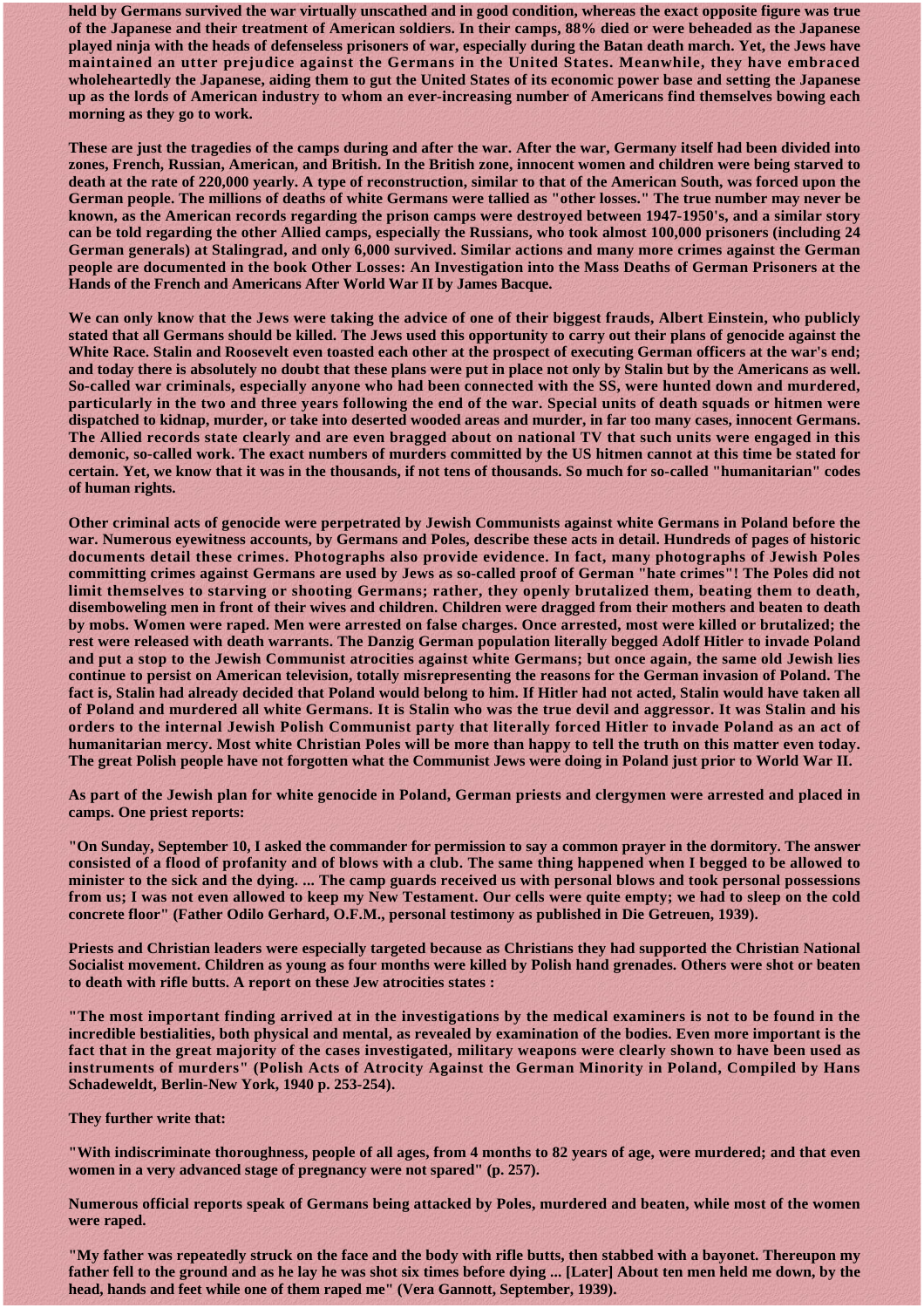held by Germans survived the war virtually unscathed and in good condition, whereas the exact opposite figure was true of the Japanese and their treatment of American soldiers. In their camps, 88% died or were beheaded as the Japanese played ninja with the heads of defenseless prisoners of war, especially during the Batan death march. Yet, the Jews have maintained an utter prejudice against the Germans in the United States. Meanwhile, they have embraced wholeheartedly the Japanese, aiding them to gut the United States of its economic power base and setting the Japanese up as the lords of American industry to whom an ever-increasing number of Americans find themselves bowing each morning as they go to work.

These are just the tragedies of the camps during and after the war. After the war, Germany itself had been divided into zones, French, Russian, American, and British. In the British zone, innocent women and children were being starved to death at the rate of 220,000 yearly. A type of reconstruction, similar to that of the American South, was forced upon the German people. The millions of deaths of white Germans were tallied as "other losses." The true number may never be known, as the American records regarding the prison camps were destroyed between 1947-1950's, and a similar story can be told regarding the other Allied camps, especially the Russians, who took almost 100,000 prisoners (including 24 German generals) at Stalingrad, and only 6,000 survived. Similar actions and many more crimes against the German people are documented in the book Other Losses: An Investigation into the Mass Deaths of German Prisoners at the Hands of the French and Americans After World War II by James Bacque.

We can only know that the Jews were taking the advice of one of their biggest frauds, Albert Einstein, who publicly stated that all Germans should be killed. The Jews used this opportunity to carry out their plans of genocide against the White Race. Stalin and Roosevelt even toasted each other at the prospect of executing German officers at the war's end; and today there is absolutely no doubt that these plans were put in place not only by Stalin but by the Americans as well. So-called war criminals, especially anyone who had been connected with the SS, were hunted down and murdered, particularly in the two and three years following the end of the war. Special units of death squads or hitmen were dispatched to kidnap, murder, or take into deserted wooded areas and murder, in far too many cases, innocent Germans. The Allied records state clearly and are even bragged about on national TV that such units were engaged in this demonic, so-called work. The exact numbers of murders committed by the US hitmen cannot at this time be stated for certain. Yet, we know that it was in the thousands, if not tens of thousands. So much for so-called "humanitarian" codes of human rights.

Other criminal acts of genocide were perpetrated by Jewish Communists against white Germans in Poland before the war. Numerous eyewitness accounts, by Germans and Poles, describe these acts in detail. Hundreds of pages of historic documents detail these crimes. Photographs also provide evidence. In fact, many photographs of Jewish Poles committing crimes against Germans are used by Jews as so-called proof of German "hate crimes"! The Poles did not limit themselves to starving or shooting Germans; rather, they openly brutalized them, beating them to death, disemboweling men in front of their wives and children. Children were dragged from their mothers and beaten to death by mobs. Women were raped. Men were arrested on false charges. Once arrested, most were killed or brutalized; the rest were released with death warrants. The Danzig German population literally begged Adolf Hitler to invade Poland and put a stop to the Jewish Communist atrocities against white Germans; but once again, the same old Jewish lies continue to persist on American television, totally misrepresenting the reasons for the German invasion of Poland. The fact is, Stalin had already decided that Poland would belong to him. If Hitler had not acted, Stalin would have taken all of Poland and murdered all white Germans. It is Stalin who was the true devil and aggressor. It was Stalin and his orders to the internal Jewish Polish Communist party that literally forced Hitler to invade Poland as an act of humanitarian mercy. Most white Christian Poles will be more than happy to tell the truth on this matter even today. The great Polish people have not forgotten what the Communist Jews were doing in Poland just prior to World War II.

As part of the Jewish plan for white genocide in Poland, German priests and clergymen were arrested and placed in camps. One priest reports:

"On Sunday, September 10, I asked the commander for permission to say a common prayer in the dormitory. The answer consisted of a flood of profanity and of blows with a club. The same thing happened when I begged to be allowed to minister to the sick and the dying. ... The camp guards received us with personal blows and took personal possessions from us; I was not even allowed to keep my New Testament. Our cells were quite empty; we had to sleep on the cold concrete floor" (Father Odilo Gerhard, O.F.M., personal testimony as published in Die Getreuen, 1939).

Priests and Christian leaders were especially targeted because as Christians they had supported the Christian National Socialist movement. Children as young as four months were killed by Polish hand grenades. Others were shot or beaten to death with rifle butts. A report on these Jew atrocities states :

"The most important finding arrived at in the investigations by the medical examiners is not to be found in the incredible bestialities, both physical and mental, as revealed by examination of the bodies. Even more important is the fact that in the great majority of the cases investigated, military weapons were clearly shown to have been used as instruments of murders" (Polish Acts of Atrocity Against the German Minority in Poland, Compiled by Hans Schadeweldt, Berlin-New York, 1940 p. 253-254).

They further write that:

"With indiscriminate thoroughness, people of all ages, from 4 months to 82 years of age, were murdered; and that even women in a very advanced stage of pregnancy were not spared" (p. 257).

Numerous official reports speak of Germans being attacked by Poles, murdered and beaten, while most of the women were raped.

"My father was repeatedly struck on the face and the body with rifle butts, then stabbed with a bayonet. Thereupon my father fell to the ground and as he lay he was shot six times before dying ... [Later] About ten men held me down, by the head, hands and feet while one of them raped me" (Vera Gannott, September, 1939).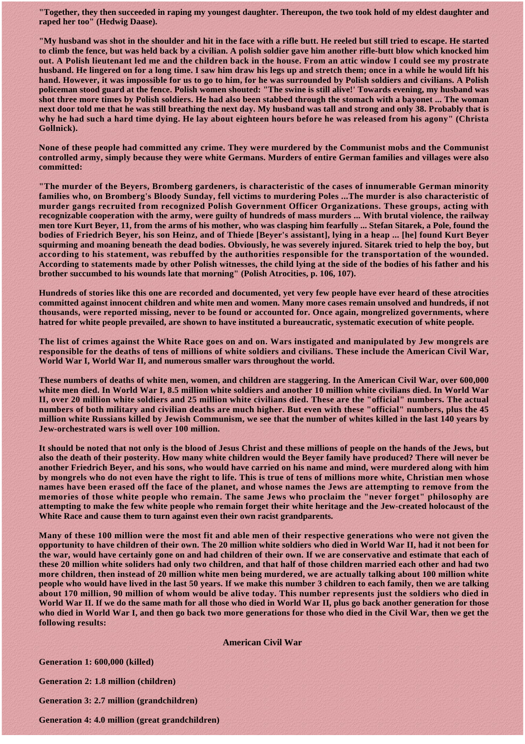**"Together, they then succeeded in raping my youngest daughter. Thereupon, the two took hold of my eldest daughter and raped her too" (Hedwig Daase).**

**"My husband was shot in the shoulder and hit in the face with a rifle butt. He reeled but still tried to escape. He started to climb the fence, but was held back by a civilian. A polish soldier gave him another rifle-butt blow which knocked him out. A Polish lieutenant led me and the children back in the house. From an attic window I could see my prostrate husband. He lingered on for a long time. I saw him draw his legs up and stretch them; once in a while he would lift his hand. However, it was impossible for us to go to him, for he was surrounded by Polish soldiers and civilians. A Polish policeman stood guard at the fence. Polish women shouted: "The swine is still alive!' Towards evening, my husband was shot three more times by Polish soldiers. He had also been stabbed through the stomach with a bayonet ... The woman next door told me that he was still breathing the next day. My husband was tall and strong and only 38. Probably that is why he had such a hard time dying. He lay about eighteen hours before he was released from his agony" (Christa Gollnick).**

**None of these people had committed any crime. They were murdered by the Communist mobs and the Communist controlled army, simply because they were white Germans. Murders of entire German families and villages were also committed:**

**"The murder of the Beyers, Bromberg gardeners, is characteristic of the cases of innumerable German minority families who, on Bromberg's Bloody Sunday, fell victims to murdering Poles ...The murder is also characteristic of murder gangs recruited from recognized Polish Government Officer Organizations. These groups, acting with recognizable cooperation with the army, were guilty of hundreds of mass murders ... With brutal violence, the railway men tore Kurt Beyer, 11, from the arms of his mother, who was clasping him fearfully ... Stefan Sitarek, a Pole, found the bodies of Friedrich Beyer, his son Heinz, and of Thiede [Beyer's assistant], lying in a heap ... [he] found Kurt Beyer squirming and moaning beneath the dead bodies. Obviously, he was severely injured. Sitarek tried to help the boy, but according to his statement, was rebuffed by the authorities responsible for the transportation of the wounded. According to statements made by other Polish witnesses, the child lying at the side of the bodies of his father and his brother succumbed to his wounds late that morning" (Polish Atrocities, p. 106, 107).**

**Hundreds of stories like this one are recorded and documented, yet very few people have ever heard of these atrocities committed against innocent children and white men and women. Many more cases remain unsolved and hundreds, if not thousands, were reported missing, never to be found or accounted for. Once again, mongrelized governments, where hatred for white people prevailed, are shown to have instituted a bureaucratic, systematic execution of white people.**

**The list of crimes against the White Race goes on and on. Wars instigated and manipulated by Jew mongrels are responsible for the deaths of tens of millions of white soldiers and civilians. These include the American Civil War, World War I, World War II, and numerous smaller wars throughout the world.**

**These numbers of deaths of white men, women, and children are staggering. In the American Civil War, over 600,000 white men died. In World War I, 8.5 million white soldiers and another 10 million white civilians died. In World War II, over 20 million white soldiers and 25 million white civilians died. These are the "official" numbers. The actual numbers of both military and civilian deaths are much higher. But even with these "official" numbers, plus the 45 million white Russians killed by Jewish Communism, we see that the number of whites killed in the last 140 years by Jew-orchestrated wars is well over 100 million.**

**It should be noted that not only is the blood of Jesus Christ and these millions of people on the hands of the Jews, but also the death of their posterity. How many white children would the Beyer family have produced? There will never be another Friedrich Beyer, and his sons, who would have carried on his name and mind, were murdered along with him by mongrels who do not even have the right to life. This is true of tens of millions more white, Christian men whose names have been erased off the face of the planet, and whose names the Jews are attempting to remove from the memories of those white people who remain. The same Jews who proclaim the "never forget" philosophy are attempting to make the few white people who remain forget their white heritage and the Jew-created holocaust of the White Race and cause them to turn against even their own racist grandparents.**

**Many of these 100 million were the most fit and able men of their respective generations who were not given the opportunity to have children of their own. The 20 million white soldiers who died in World War II, had it not been for the war, would have certainly gone on and had children of their own. If we are conservative and estimate that each of these 20 million white soliders had only two children, and that half of those children married each other and had two more children, then instead of 20 million white men being murdered, we are actually talking about 100 million white people who would have lived in the last 50 years. If we make this number 3 children to each family, then we are talking about 170 million, 90 million of whom would be alive today. This number represents just the soldiers who died in World War II. If we do the same math for all those who died in World War II, plus go back another generation for those who died in World War I, and then go back two more generations for those who died in the Civil War, then we get the following results:**

**American Civil War**

**Generation 1: 600,000 (killed)**

**Generation 2: 1.8 million (children)**

**Generation 3: 2.7 million (grandchildren)**

**Generation 4: 4.0 million (great grandchildren)**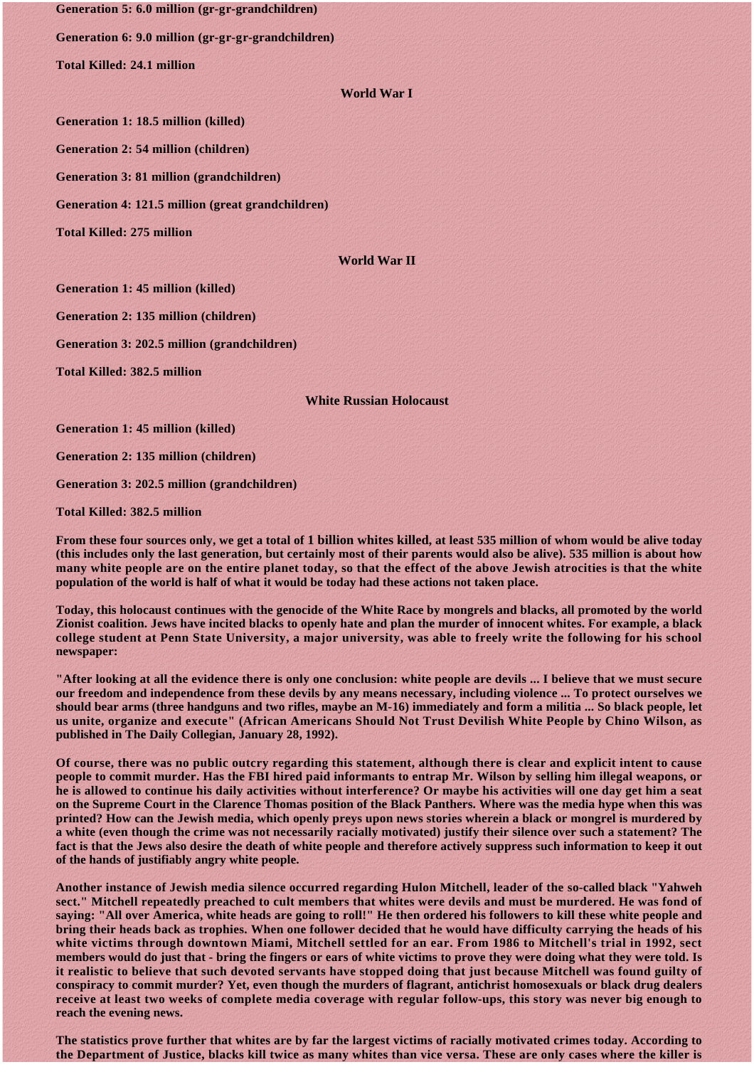**Generation 5: 6.0 million (gr-gr-grandchildren)**

**Generation 6: 9.0 million (gr-gr-gr-grandchildren)**

**Total Killed: 24.1 million**

### World War I

**Generation 1: 18.5 million (killed)**

**Generation 2: 54 million (children)**

**Generation 3: 81 million (grandchildren)**

**Generation 4: 121.5 million (great grandchildren)**

**Total Killed: 275 million**

### World War II

**Generation 1: 45 million (killed)**

**Generation 2: 135 million (children)**

**Generation 3: 202.5 million (grandchildren)**

**Total Killed: 382.5 million**

### White Russian Holocaust

**Generation 1: 45 million (killed)**

**Generation 2: 135 million (children)**

**Generation 3: 202.5 million (grandchildren)**

**Total Killed: 382.5 million**

**From these four sources only, we get a total of 1 billion whites killed, at least 535 million of whom would be alive today (this includes only the last generation, but certainly most of their parents would also be alive). 535 million is about how many white people are on the entire planet today, so that the effect of the above Jewish atrocities is that the white population of the world is half of what it would be today had these actions not taken place.**

**Today, this holocaust continues with the genocide of the White Race by mongrels and blacks, all promoted by the world Zionist coalition. Jews have incited blacks to openly hate and plan the murder of innocent whites. For example, a black college student at Penn State University, a major university, was able to freely write the following for his school newspaper:**

**"After looking at all the evidence there is only one conclusion: white people are devils ... I believe that we must secure our freedom and independence from these devils by any means necessary, including violence ... To protect ourselves we should bear arms (three handguns and two rifles, maybe an M-16) immediately and form a militia ... So black people, let us unite, organize and execute" (African Americans Should Not Trust Devilish White People by Chino Wilson, as published in The Daily Collegian, January 28, 1992).**

**Of course, there was no public outcry regarding this statement, although there is clear and explicit intent to cause people to commit murder. Has the FBI hired paid informants to entrap Mr. Wilson by selling him illegal weapons, or he is allowed to continue his daily activities without interference? Or maybe his activities will one day get him a seat on the Supreme Court in the Clarence Thomas position of the Black Panthers. Where was the media hype when this was printed? How can the Jewish media, which openly preys upon news stories wherein a black or mongrel is murdered by a white (even though the crime was not necessarily racially motivated) justify their silence over such a statement? The fact is that the Jews also desire the death of white people and therefore actively suppress such information to keep it out of the hands of justifiably angry white people.**

**Another instance of Jewish media silence occurred regarding Hulon Mitchell, leader of the so-called black "Yahweh sect." Mitchell repeatedly preached to cult members that whites were devils and must be murdered. He was fond of saying: "All over America, white heads are going to roll!" He then ordered his followers to kill these white people and bring their heads back as trophies. When one follower decided that he would have difficulty carrying the heads of his white victims through downtown Miami, Mitchell settled for an ear. From 1986 to Mitchell's trial in 1992, sect members would do just that - bring the fingers or ears of white victims to prove they were doing what they were told. Is it realistic to believe that such devoted servants have stopped doing that just because Mitchell was found guilty of conspiracy to commit murder? Yet, even though the murders of flagrant, antichrist homosexuals or black drug dealers receive at least two weeks of complete media coverage with regular follow-ups, this story was never big enough to reach the evening news.**

**The statistics prove further that whites are by far the largest victims of racially motivated crimes today. According to the Department of Justice, blacks kill twice as many whites than vice versa. These are only cases where the killer is**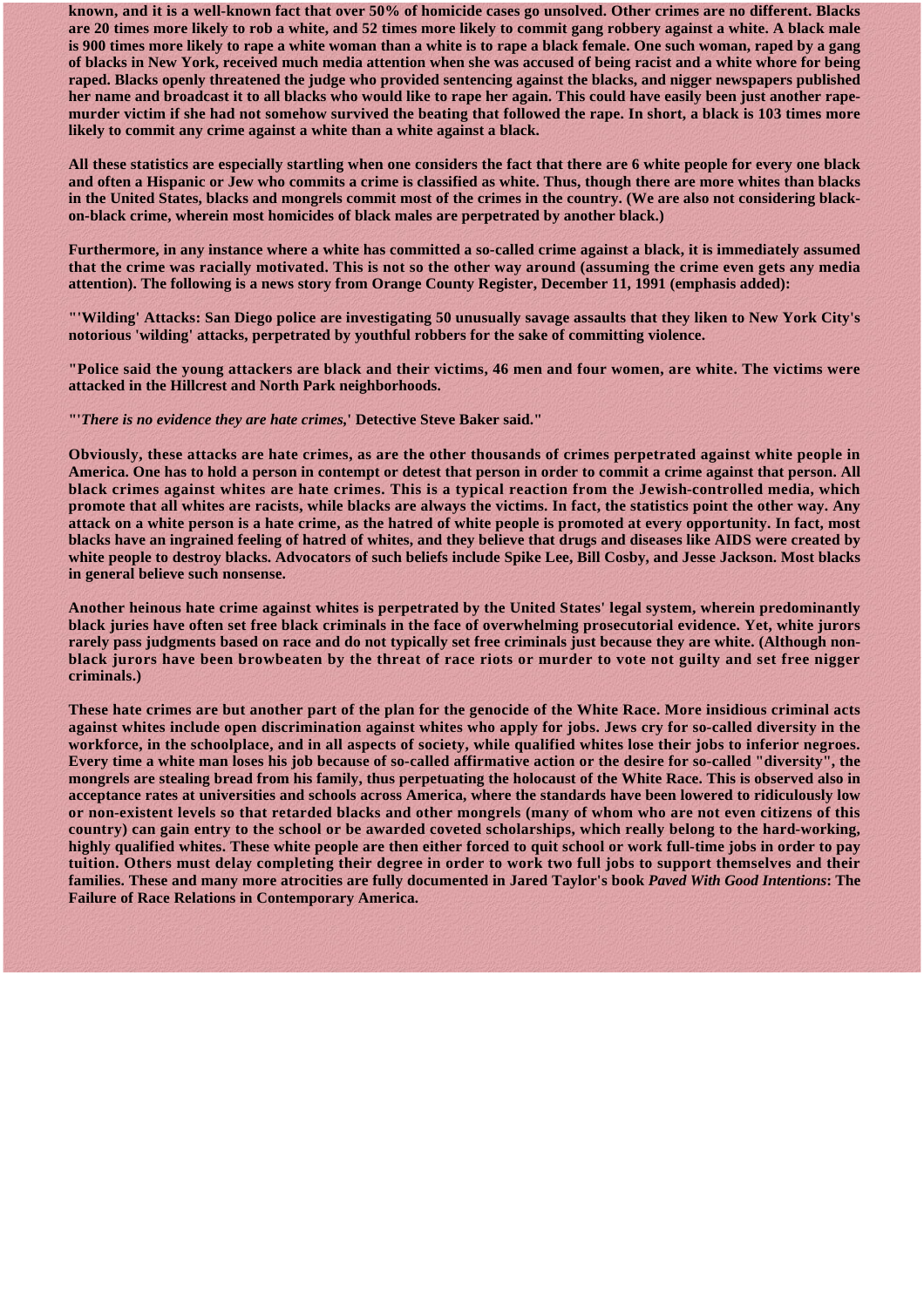**known, and it is a well-known fact that over 50% of homicide cases go unsolved. Other crimes are no different. Blacks are 20 times more likely to rob a white, and 52 times more likely to commit gang robbery against a white. A black male is 900 times more likely to rape a white woman than a white is to rape a black female. One such woman, raped by a gang of blacks in New York, received much media attention when she was accused of being racist and a white whore for being raped. Blacks openly threatened the judge who provided sentencing against the blacks, and nigger newspapers published her name and broadcast it to all blacks who would like to rape her again. This could have easily been just another rape-murder victim if she had not somehow survived the beating that followed the rape. In short, a black is 103 times more likely to commit any crime against a white than a white against a black.**

**All these statistics are especially startling when one considers the fact that there are 6 white people for every one black and often a Hispanic or Jew who commits a crime is classified as white. Thus, though there are more whites than blacks in the United States, blacks and mongrels commit most of the crimes in the country. (We are also not considering black-on-black crime, wherein most homicides of black males are perpetrated by another black.)**

**Furthermore, in any instance where a white has committed a so-called crime against a black, it is immediately assumed that the crime was racially motivated. This is not so the other way around (assuming the crime even gets any media attention). The following is a news story from Orange County Register, December 11, 1991 (emphasis added):**

**"'Wilding' Attacks: San Diego police are investigating 50 unusually savage assaults that they liken to New York City's notorious 'wilding' attacks, perpetrated by youthful robbers for the sake of committing violence.**

**"Police said the young attackers are black and their victims, 46 men and four women, are white. The victims were attacked in the Hillcrest and North Park neighborhoods.**

**"'*There is no evidence they are hate crimes,*' Detective Steve Baker said."**

**Obviously, these attacks are hate crimes, as are the other thousands of crimes perpetrated against white people in America. One has to hold a person in contempt or detest that person in order to commit a crime against that person. All black crimes against whites are hate crimes. This is a typical reaction from the Jewish-controlled media, which promote that all whites are racists, while blacks are always the victims. In fact, the statistics point the other way. Any attack on a white person is a hate crime, as the hatred of white people is promoted at every opportunity. In fact, most blacks have an ingrained feeling of hatred of whites, and they believe that drugs and diseases like AIDS were created by white people to destroy blacks. Advocators of such beliefs include Spike Lee, Bill Cosby, and Jesse Jackson. Most blacks in general believe such nonsense.**

**Another heinous hate crime against whites is perpetrated by the United States' legal system, wherein predominantly black juries have often set free black criminals in the face of overwhelming prosecutorial evidence. Yet, white jurors rarely pass judgments based on race and do not typically set free criminals just because they are white. (Although non-black jurors have been browbeaten by the threat of race riots or murder to vote not guilty and set free nigger criminals.)**

**These hate crimes are but another part of the plan for the genocide of the White Race. More insidious criminal acts against whites include open discrimination against whites who apply for jobs. Jews cry for so-called diversity in the workforce, in the schoolplace, and in all aspects of society, while qualified whites lose their jobs to inferior negroes. Every time a white man loses his job because of so-called affirmative action or the desire for so-called "diversity", the mongrels are stealing bread from his family, thus perpetuating the holocaust of the White Race. This is observed also in acceptance rates at universities and schools across America, where the standards have been lowered to ridiculously low or non-existent levels so that retarded blacks and other mongrels (many of whom who are not even citizens of this country) can gain entry to the school or be awarded coveted scholarships, which really belong to the hard-working, highly qualified whites. These white people are then either forced to quit school or work full-time jobs in order to pay tuition. Others must delay completing their degree in order to work two full jobs to support themselves and their families. These and many more atrocities are fully documented in Jared Taylor's book *Paved With Good Intentions*: The Failure of Race Relations in Contemporary America.**